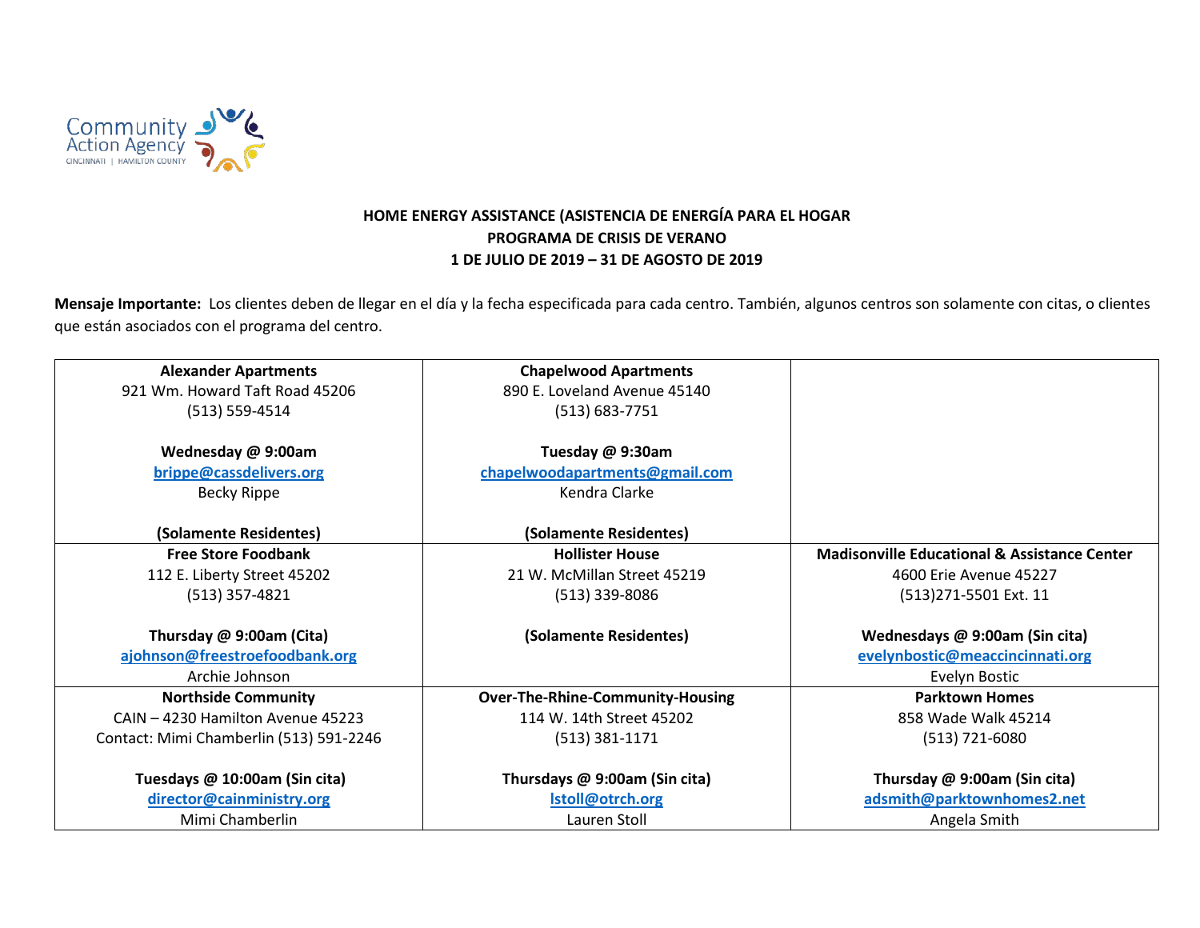Community Action Agency
CINCINNATI | HAMILTON COUNTY

**HOME ENERGY ASSISTANCE (ASISTENCIA DE ENERGÍA PARA EL HOGAR**
**PROGRAMA DE CRISIS DE VERANO**
**1 DE JULIO DE 2019 – 31 DE AGOSTO DE 2019**

**Mensaje Importante:** Los clientes deben de llegar en el día y la fecha especificada para cada centro. También, algunos centros son solamente con citas, o clientes que están asociados con el programa del centro.

| | | |
|---|---|---|
| **Alexander Apartments**<br>921 Wm. Howard Taft Road 45206<br>(513) 559-4514<br><br>**Wednesday @ 9:00am**<br>brippe@cassdelivers.org<br>Becky Rippe<br><br>**(Solamente Residentes)** | **Chapelwood Apartments**<br>890 E. Loveland Avenue 45140<br>(513) 683-7751<br><br>**Tuesday @ 9:30am**<br>chapelwoodapartments@gmail.com<br>Kendra Clarke<br><br>**(Solamente Residentes)** | |
| **Free Store Foodbank**<br>112 E. Liberty Street 45202<br>(513) 357-4821<br><br>**Thursday @ 9:00am (Cita)**<br>ajohnson@freestroefoodbank.org<br>Archie Johnson | **Hollister House**<br>21 W. McMillan Street 45219<br>(513) 339-8086<br><br>**(Solamente Residentes)** | **Madisonville Educational & Assistance Center**<br>4600 Erie Avenue 45227<br>(513)271-5501 Ext. 11<br><br>**Wednesdays @ 9:00am (Sin cita)**<br>evelynbostic@meaccincinnati.org<br>Evelyn Bostic |
| **Northside Community**<br>CAIN – 4230 Hamilton Avenue 45223<br>Contact: Mimi Chamberlin (513) 591-2246<br><br>**Tuesdays @ 10:00am (Sin cita)**<br>director@cainministry.org<br>Mimi Chamberlin | **Over-The-Rhine-Community-Housing**<br>114 W. 14th Street 45202<br>(513) 381-1171<br><br>**Thursdays @ 9:00am (Sin cita)**<br>lstoll@otrch.org<br>Lauren Stoll | **Parktown Homes**<br>858 Wade Walk 45214<br>(513) 721-6080<br><br>**Thursday @ 9:00am (Sin cita)**<br>adsmith@parktownhomes2.net<br>Angela Smith |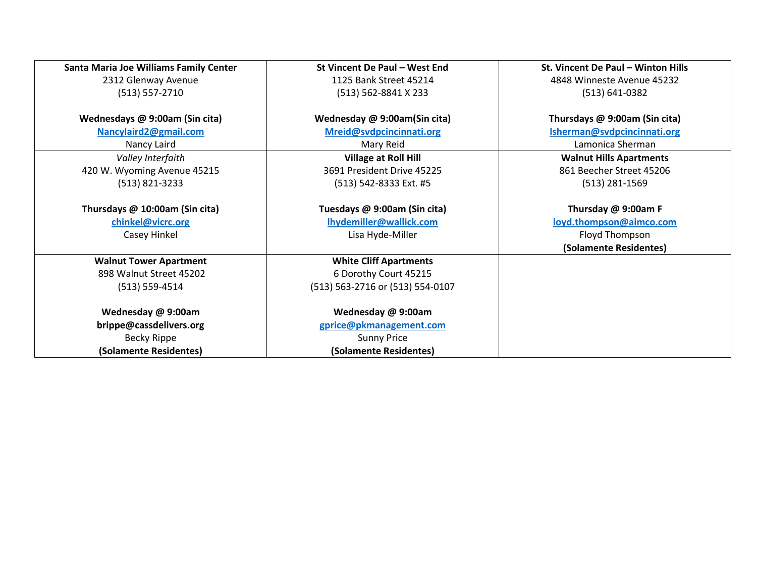| | | |
|---|---|---|
| **Santa Maria Joe Williams Family Center**<br>2312 Glenway Avenue<br>(513) 557-2710<br><br>**Wednesdays @ 9:00am (Sin cita)**<br>**Nancylaird2@gmail.com**<br>Nancy Laird | **St Vincent De Paul – West End**<br>1125 Bank Street 45214<br>(513) 562-8841 X 233<br><br>**Wednesday @ 9:00am(Sin cita)**<br>**Mreid@svdpcincinnati.org**<br>Mary Reid | **St. Vincent De Paul – Winton Hills**<br>4848 Winneste Avenue 45232<br>(513) 641-0382<br><br>**Thursdays @ 9:00am (Sin cita)**<br>**lsherman@svdpcincinnati.org**<br>Lamonica Sherman |
| *Valley Interfaith*<br>420 W. Wyoming Avenue 45215<br>(513) 821-3233<br><br>**Thursdays @ 10:00am (Sin cita)**<br>**chinkel@vicrc.org**<br>Casey Hinkel | **Village at Roll Hill**<br>3691 President Drive 45225<br>(513) 542-8333 Ext. #5<br><br>**Tuesdays @ 9:00am (Sin cita)**<br>**lhydemiller@wallick.com**<br>Lisa Hyde-Miller | **Walnut Hills Apartments**<br>861 Beecher Street 45206<br>(513) 281-1569<br><br>**Thursday @ 9:00am F**<br>**loyd.thompson@aimco.com**<br>Floyd Thompson<br>**(Solamente Residentes)** |
| **Walnut Tower Apartment**<br>898 Walnut Street 45202<br>(513) 559-4514<br><br>**Wednesday @ 9:00am**<br>**brippe@cassdelivers.org**<br>Becky Rippe<br>**(Solamente Residentes)** | **White Cliff Apartments**<br>6 Dorothy Court 45215<br>(513) 563-2716 or (513) 554-0107<br><br>**Wednesday @ 9:00am**<br>**gprice@pkmanagement.com**<br>Sunny Price<br>**(Solamente Residentes)** | |